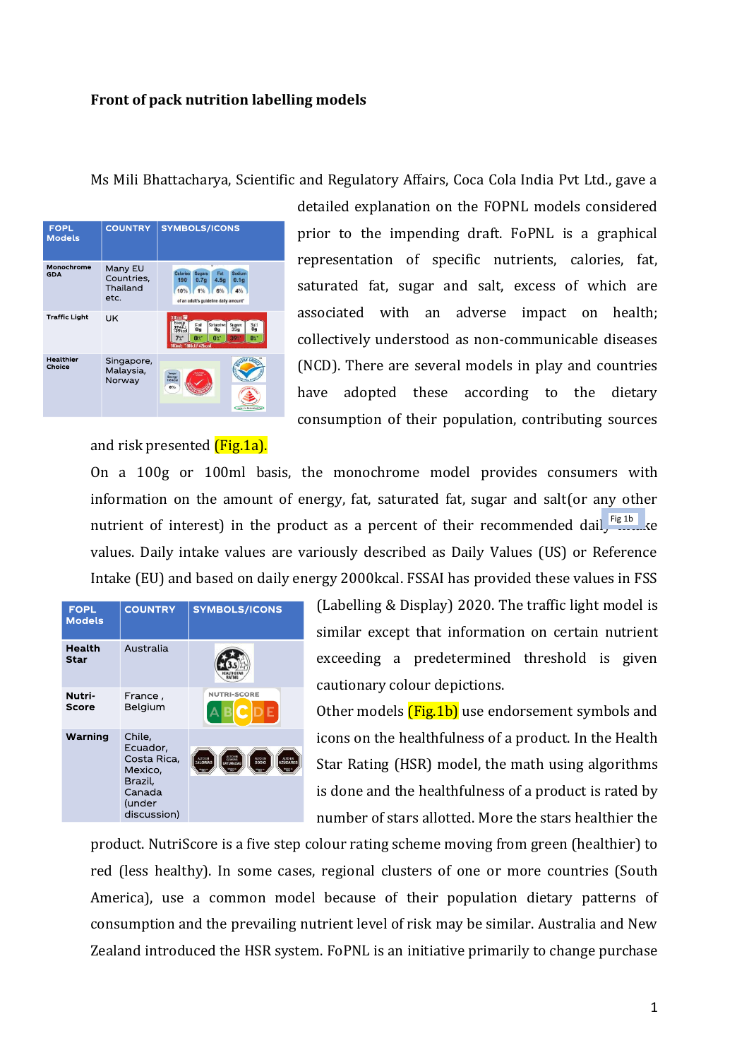**Front of pack nutrition labelling models**

Ms Mili Bhattacharya, Scientific and Regulatory Affairs, Coca Cola India Pvt Ltd., gave a detailed explanation on the FOPNL models considered prior to the impending draft. FoPNL is a graphical representation of specific nutrients, calories, fat, saturated fat, sugar and salt, excess of which are associated with an adverse impact on health; collectively understood as non-communicable diseases (NCD). There are several models in play and countries have adopted these according to the dietary consumption of their population, contributing sources and risk presented (Fig.1a).

| FOPL Models | COUNTRY | SYMBOLS/ICONS |
|---|---|---|
| Monochrome GDA | Many EU Countries, Thailand etc. | |
| Traffic Light | UK | |
| Healthier Choice | Singapore, Malaysia, Norway | |

On a 100g or 100ml basis, the monochrome model provides consumers with information on the amount of energy, fat, saturated fat, sugar and salt(or any other nutrient of interest) in the product as a percent of their recommended daily intake values. Daily intake values are variously described as Daily Values (US) or Reference Intake (EU) and based on daily energy 2000kcal. FSSAI has provided these values in FSS (Labelling & Display) 2020. The traffic light model is similar except that information on certain nutrient exceeding a predetermined threshold is given cautionary colour depictions.

| FOPL Models | COUNTRY | SYMBOLS/ICONS |
|---|---|---|
| Health Star | Australia | |
| Nutri-Score | France , Belgium | |
| Warning | Chile, Ecuador, Costa Rica, Mexico, Brazil, Canada (under discussion) | |

Other models (Fig.1b) use endorsement symbols and icons on the healthfulness of a product. In the Health Star Rating (HSR) model, the math using algorithms is done and the healthfulness of a product is rated by number of stars allotted. More the stars healthier the product. NutriScore is a five step colour rating scheme moving from green (healthier) to red (less healthy). In some cases, regional clusters of one or more countries (South America), use a common model because of their population dietary patterns of consumption and the prevailing nutrient level of risk may be similar. Australia and New Zealand introduced the HSR system. FoPNL is an initiative primarily to change purchase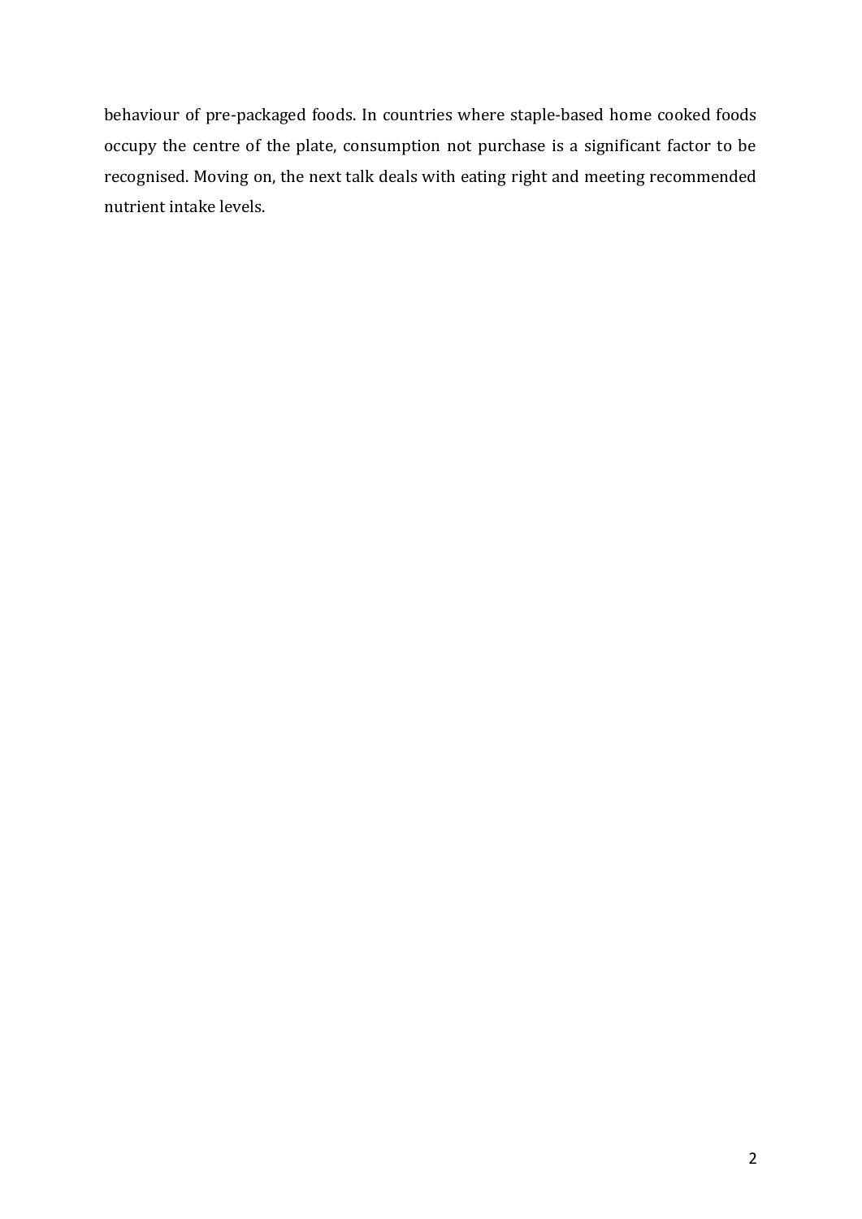behaviour of pre-packaged foods. In countries where staple-based home cooked foods occupy the centre of the plate, consumption not purchase is a significant factor to be recognised. Moving on, the next talk deals with eating right and meeting recommended nutrient intake levels.